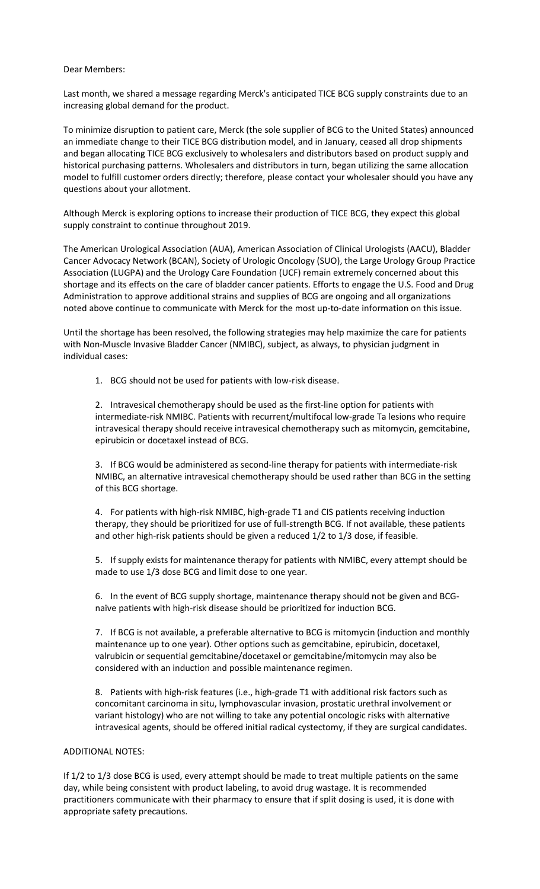Dear Members:

Last month, we shared a message regarding Merck's anticipated TICE BCG supply constraints due to an increasing global demand for the product.

To minimize disruption to patient care, Merck (the sole supplier of BCG to the United States) announced an immediate change to their TICE BCG distribution model, and in January, ceased all drop shipments and began allocating TICE BCG exclusively to wholesalers and distributors based on product supply and historical purchasing patterns. Wholesalers and distributors in turn, began utilizing the same allocation model to fulfill customer orders directly; therefore, please contact your wholesaler should you have any questions about your allotment.

Although Merck is exploring options to increase their production of TICE BCG, they expect this global supply constraint to continue throughout 2019.

The American Urological Association (AUA), American Association of Clinical Urologists (AACU), Bladder Cancer Advocacy Network (BCAN), Society of Urologic Oncology (SUO), the Large Urology Group Practice Association (LUGPA) and the Urology Care Foundation (UCF) remain extremely concerned about this shortage and its effects on the care of bladder cancer patients. Efforts to engage the U.S. Food and Drug Administration to approve additional strains and supplies of BCG are ongoing and all organizations noted above continue to communicate with Merck for the most up-to-date information on this issue.

Until the shortage has been resolved, the following strategies may help maximize the care for patients with Non-Muscle Invasive Bladder Cancer (NMIBC), subject, as always, to physician judgment in individual cases:

1. BCG should not be used for patients with low-risk disease.

2. Intravesical chemotherapy should be used as the first-line option for patients with intermediate-risk NMIBC. Patients with recurrent/multifocal low-grade Ta lesions who require intravesical therapy should receive intravesical chemotherapy such as mitomycin, gemcitabine, epirubicin or docetaxel instead of BCG.

3. If BCG would be administered as second-line therapy for patients with intermediate-risk NMIBC, an alternative intravesical chemotherapy should be used rather than BCG in the setting of this BCG shortage.

4. For patients with high-risk NMIBC, high-grade T1 and CIS patients receiving induction therapy, they should be prioritized for use of full-strength BCG. If not available, these patients and other high-risk patients should be given a reduced 1/2 to 1/3 dose, if feasible.

5. If supply exists for maintenance therapy for patients with NMIBC, every attempt should be made to use 1/3 dose BCG and limit dose to one year.

6. In the event of BCG supply shortage, maintenance therapy should not be given and BCG-naïve patients with high-risk disease should be prioritized for induction BCG.

7. If BCG is not available, a preferable alternative to BCG is mitomycin (induction and monthly maintenance up to one year). Other options such as gemcitabine, epirubicin, docetaxel, valrubicin or sequential gemcitabine/docetaxel or gemcitabine/mitomycin may also be considered with an induction and possible maintenance regimen.

8. Patients with high-risk features (i.e., high-grade T1 with additional risk factors such as concomitant carcinoma in situ, lymphovascular invasion, prostatic urethral involvement or variant histology) who are not willing to take any potential oncologic risks with alternative intravesical agents, should be offered initial radical cystectomy, if they are surgical candidates.

ADDITIONAL NOTES:

If 1/2 to 1/3 dose BCG is used, every attempt should be made to treat multiple patients on the same day, while being consistent with product labeling, to avoid drug wastage. It is recommended practitioners communicate with their pharmacy to ensure that if split dosing is used, it is done with appropriate safety precautions.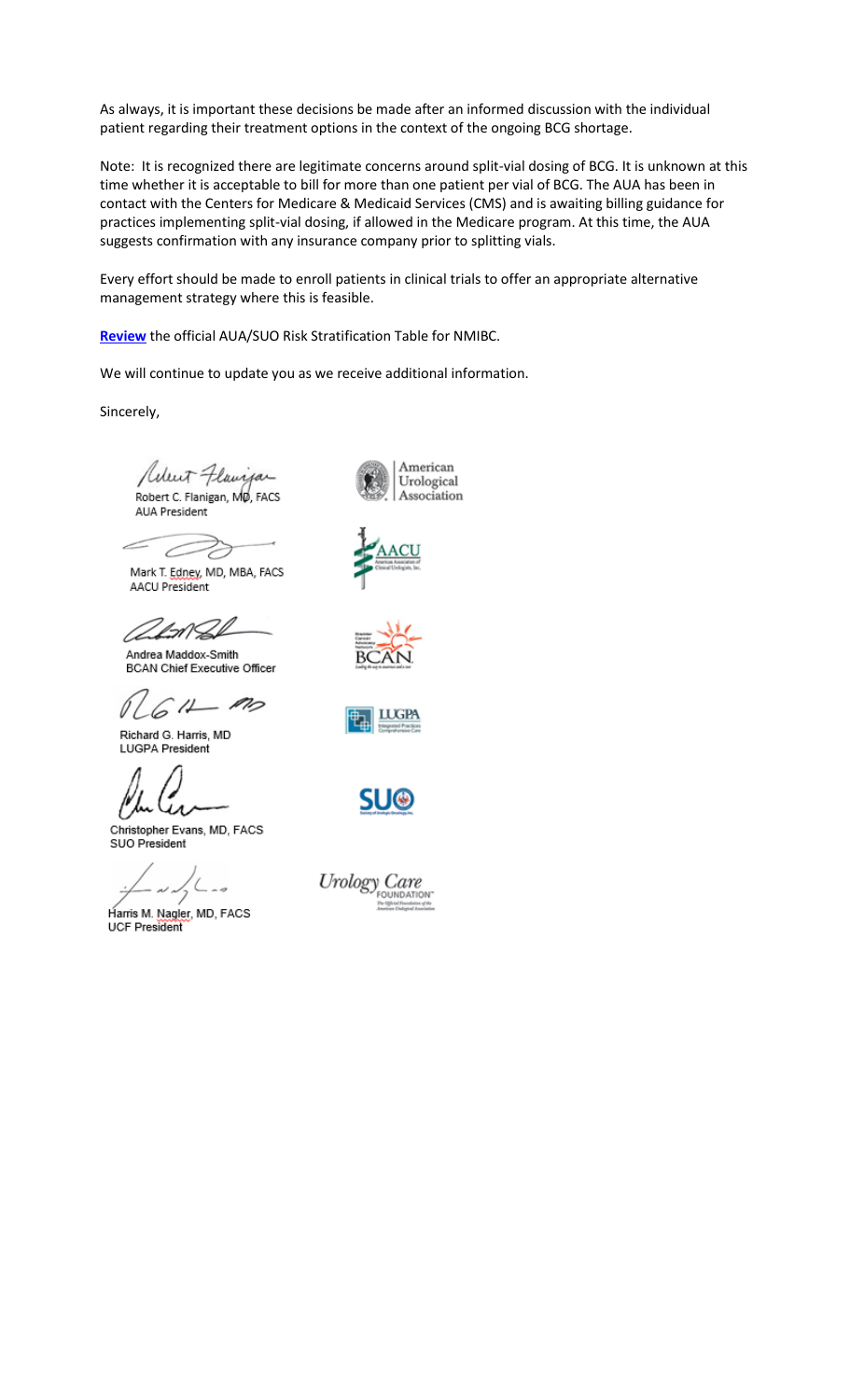As always, it is important these decisions be made after an informed discussion with the individual patient regarding their treatment options in the context of the ongoing BCG shortage.

Note: It is recognized there are legitimate concerns around split-vial dosing of BCG. It is unknown at this time whether it is acceptable to bill for more than one patient per vial of BCG. The AUA has been in contact with the Centers for Medicare & Medicaid Services (CMS) and is awaiting billing guidance for practices implementing split-vial dosing, if allowed in the Medicare program. At this time, the AUA suggests confirmation with any insurance company prior to splitting vials.

Every effort should be made to enroll patients in clinical trials to offer an appropriate alternative management strategy where this is feasible.

**Review** the official AUA/SUO Risk Stratification Table for NMIBC.

We will continue to update you as we receive additional information.

Sincerely,

Robert C. Flanigan, MD, FACS
AUA President

Mark T. Edney, MD, MBA, FACS
AACU President

Andrea Maddox-Smith
BCAN Chief Executive Officer

Richard G. Harris, MD
LUGPA President

Christopher Evans, MD, FACS
SUO President

Harris M. Nagler, MD, FACS
UCF President

American Urological Association

AACU

BCAN

LUGPA

SUO

Urology Care FOUNDATION